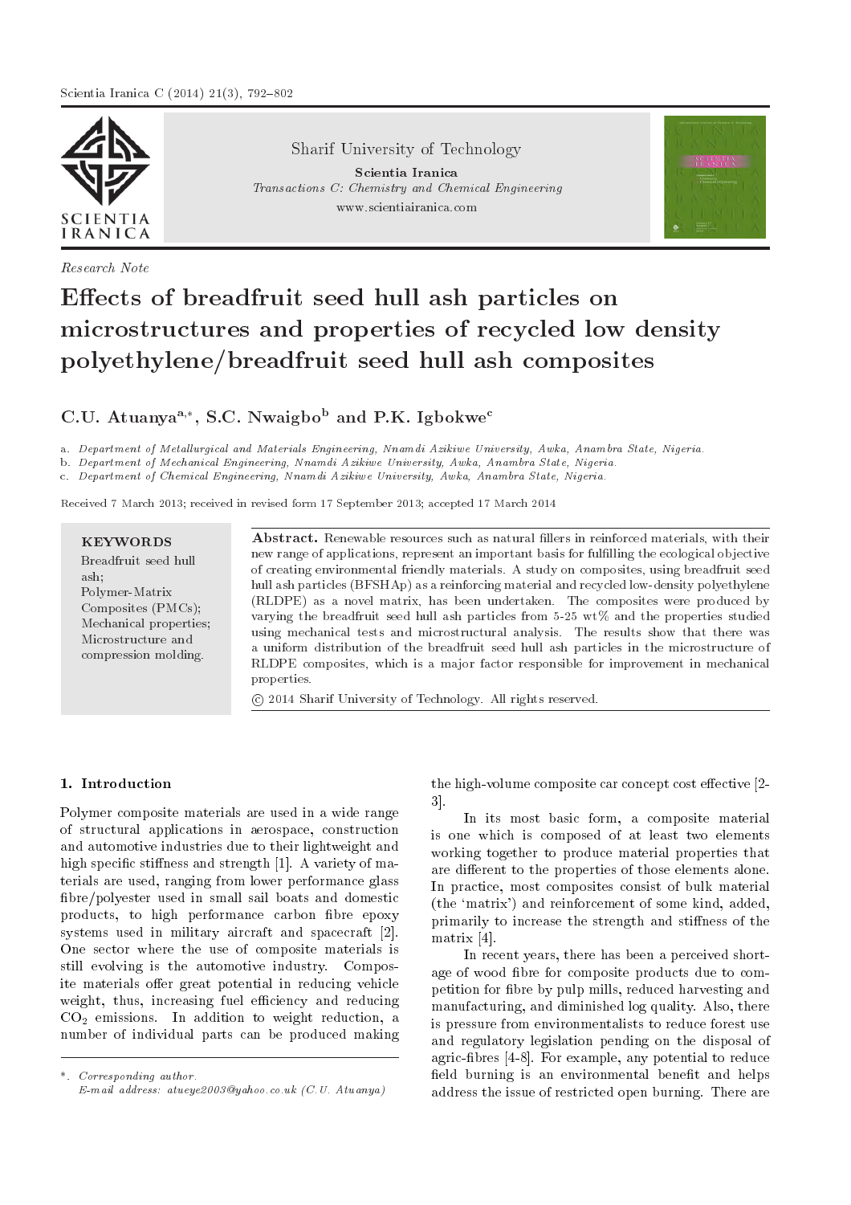*Research Note*

# Effects of breadfruit seed hull ash particles on microstructures and properties of recycled low density polyethylene/breadfruit seed hull ash composites

**C.U. Atuanya[a,*], S.C. Nwaigbo[b] and P.K. Igbokwe[c]**

a. *Department of Metallurgical and Materials Engineering, Nnamdi Azikiwe University, Awka, Anambra State, Nigeria.*
b. *Department of Mechanical Engineering, Nnamdi Azikiwe University, Awka, Anambra State, Nigeria.*
c. *Department of Chemical Engineering, Nnamdi Azikiwe University, Awka, Anambra State, Nigeria.*

Received 7 March 2013; received in revised form 17 September 2013; accepted 17 March 2014

**KEYWORDS**
Breadfruit seed hull ash;
Polymer-Matrix Composites (PMCs);
Mechanical properties;
Microstructure and compression molding.

**Abstract.** Renewable resources such as natural fillers in reinforced materials, with their new range of applications, represent an important basis for fulfilling the ecological objective of creating environmental friendly materials. A study on composites, using breadfruit seed hull ash particles (BFSHAp) as a reinforcing material and recycled low-density polyethylene (RLDPE) as a novel matrix, has been undertaken. The composites were produced by varying the breadfruit seed hull ash particles from 5-25 wt% and the properties studied using mechanical tests and microstructural analysis. The results show that there was a uniform distribution of the breadfruit seed hull ash particles in the microstructure of RLDPE composites, which is a major factor responsible for improvement in mechanical properties.

© 2014 Sharif University of Technology. All rights reserved.

## 1. Introduction

Polymer composite materials are used in a wide range of structural applications in aerospace, construction and automotive industries due to their lightweight and high specific stiffness and strength [1]. A variety of materials are used, ranging from lower performance glass fibre/polyester used in small sail boats and domestic products, to high performance carbon fibre epoxy systems used in military aircraft and spacecraft [2]. One sector where the use of composite materials is still evolving is the automotive industry. Composite materials offer great potential in reducing vehicle weight, thus, increasing fuel efficiency and reducing $CO_2$ emissions. In addition to weight reduction, a number of individual parts can be produced making the high-volume composite car concept cost effective [2-3].

In its most basic form, a composite material is one which is composed of at least two elements working together to produce material properties that are different to the properties of those elements alone. In practice, most composites consist of bulk material (the 'matrix') and reinforcement of some kind, added, primarily to increase the strength and stiffness of the matrix [4].

In recent years, there has been a perceived shortage of wood fibre for composite products due to competition for fibre by pulp mills, reduced harvesting and manufacturing, and diminished log quality. Also, there is pressure from environmentalists to reduce forest use and regulatory legislation pending on the disposal of agric-fibres [4-8]. For example, any potential to reduce field burning is an environmental benefit and helps address the issue of restricted open burning. There are

*. *Corresponding author.*
*E-mail address: atueye2003@yahoo.co.uk (C.U. Atuanya)*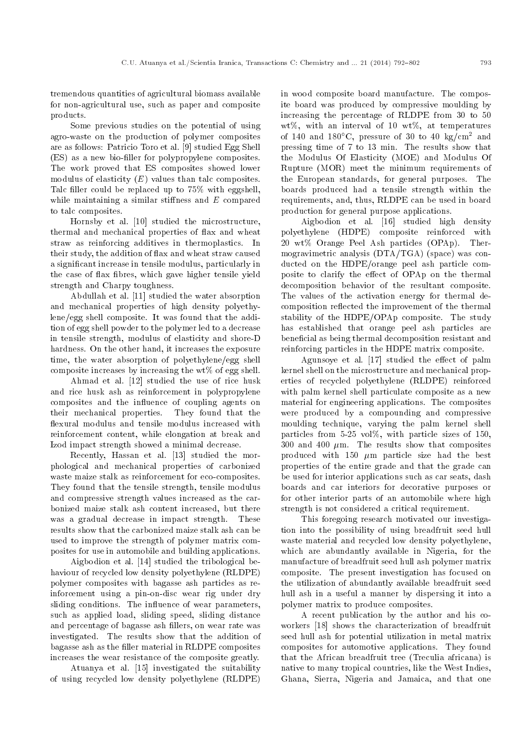tremendous quantities of agricultural biomass available for non-agricultural use, such as paper and composite products.

Some previous studies on the potential of using agro-waste on the production of polymer composites are as follows: Patricio Toro et al. [9] studied Egg Shell (ES) as a new bio-filler for polypropylene composites. The work proved that ES composites showed lower modulus of elasticity ($E$) values than talc composites. Talc filler could be replaced up to 75% with eggshell, while maintaining a similar stiffness and $E$ compared to talc composites.

Hornsby et al. [10] studied the microstructure, thermal and mechanical properties of flax and wheat straw as reinforcing additives in thermoplastics. In their study, the addition of flax and wheat straw caused a significant increase in tensile modulus, particularly in the case of flax fibres, which gave higher tensile yield strength and Charpy toughness.

Abdullah et al. [11] studied the water absorption and mechanical properties of high density polyethylene/egg shell composite. It was found that the addition of egg shell powder to the polymer led to a decrease in tensile strength, modulus of elasticity and shore-D hardness. On the other hand, it increases the exposure time, the water absorption of polyethylene/egg shell composite increases by increasing the wt% of egg shell.

Ahmad et al. [12] studied the use of rice husk and rice husk ash as reinforcement in polypropylene composites and the influence of coupling agents on their mechanical properties. They found that the flexural modulus and tensile modulus increased with reinforcement content, while elongation at break and Izod impact strength showed a minimal decrease.

Recently, Hassan et al. [13] studied the morphological and mechanical properties of carbonized waste maize stalk as reinforcement for eco-composites. They found that the tensile strength, tensile modulus and compressive strength values increased as the carbonized maize stalk ash content increased, but there was a gradual decrease in impact strength. These results show that the carbonized maize stalk ash can be used to improve the strength of polymer matrix composites for use in automobile and building applications.

Aigbodion et al. [14] studied the tribological behaviour of recycled low density polyethylene (RLDPE) polymer composites with bagasse ash particles as reinforcement using a pin-on-disc wear rig under dry sliding conditions. The influence of wear parameters, such as applied load, sliding speed, sliding distance and percentage of bagasse ash fillers, on wear rate was investigated. The results show that the addition of bagasse ash as the filler material in RLDPE composites increases the wear resistance of the composite greatly.

Atuanya et al. [15] investigated the suitability of using recycled low density polyethylene (RLDPE) in wood composite board manufacture. The composite board was produced by compressive moulding by increasing the percentage of RLDPE from 30 to 50 wt%, with an interval of 10 wt%, at temperatures of 140 and 180°C, pressure of 30 to 40 kg/cm$^2$ and pressing time of 7 to 13 min. The results show that the Modulus Of Elasticity (MOE) and Modulus Of Rupture (MOR) meet the minimum requirements of the European standards, for general purposes. The boards produced had a tensile strength within the requirements, and, thus, RLDPE can be used in board production for general purpose applications.

Aigbodion et al. [16] studied high density polyethylene (HDPE) composite reinforced with 20 wt% Orange Peel Ash particles (OPAp). Thermogravimetric analysis (DTA/TGA) (space) was conducted on the HDPE/orange peel ash particle composite to clarify the effect of OPAp on the thermal decomposition behavior of the resultant composite. The values of the activation energy for thermal decomposition reflected the improvement of the thermal stability of the HDPE/OPAp composite. The study has established that orange peel ash particles are beneficial as being thermal decomposition resistant and reinforcing particles in the HDPE matrix composite.

Agunsoye et al. [17] studied the effect of palm kernel shell on the microstructure and mechanical properties of recycled polyethylene (RLDPE) reinforced with palm kernel shell particulate composite as a new material for engineering applications. The composites were produced by a compounding and compressive moulding technique, varying the palm kernel shell particles from 5-25 vol%, with particle sizes of 150, 300 and 400 $\mu$m. The results show that composites produced with 150 $\mu$m particle size had the best properties of the entire grade and that the grade can be used for interior applications such as car seats, dash boards and car interiors for decorative purposes or for other interior parts of an automobile where high strength is not considered a critical requirement.

This foregoing research motivated our investigation into the possibility of using breadfruit seed hull waste material and recycled low density polyethylene, which are abundantly available in Nigeria, for the manufacture of breadfruit seed hull ash polymer matrix composite. The present investigation has focused on the utilization of abundantly available breadfruit seed hull ash in a useful a manner by dispersing it into a polymer matrix to produce composites.

A recent publication by the author and his coworkers [18] shows the characterization of breadfruit seed hull ash for potential utilization in metal matrix composites for automotive applications. They found that the African breadfruit tree (Treculia africana) is native to many tropical countries, like the West Indies, Ghana, Sierra, Nigeria and Jamaica, and that one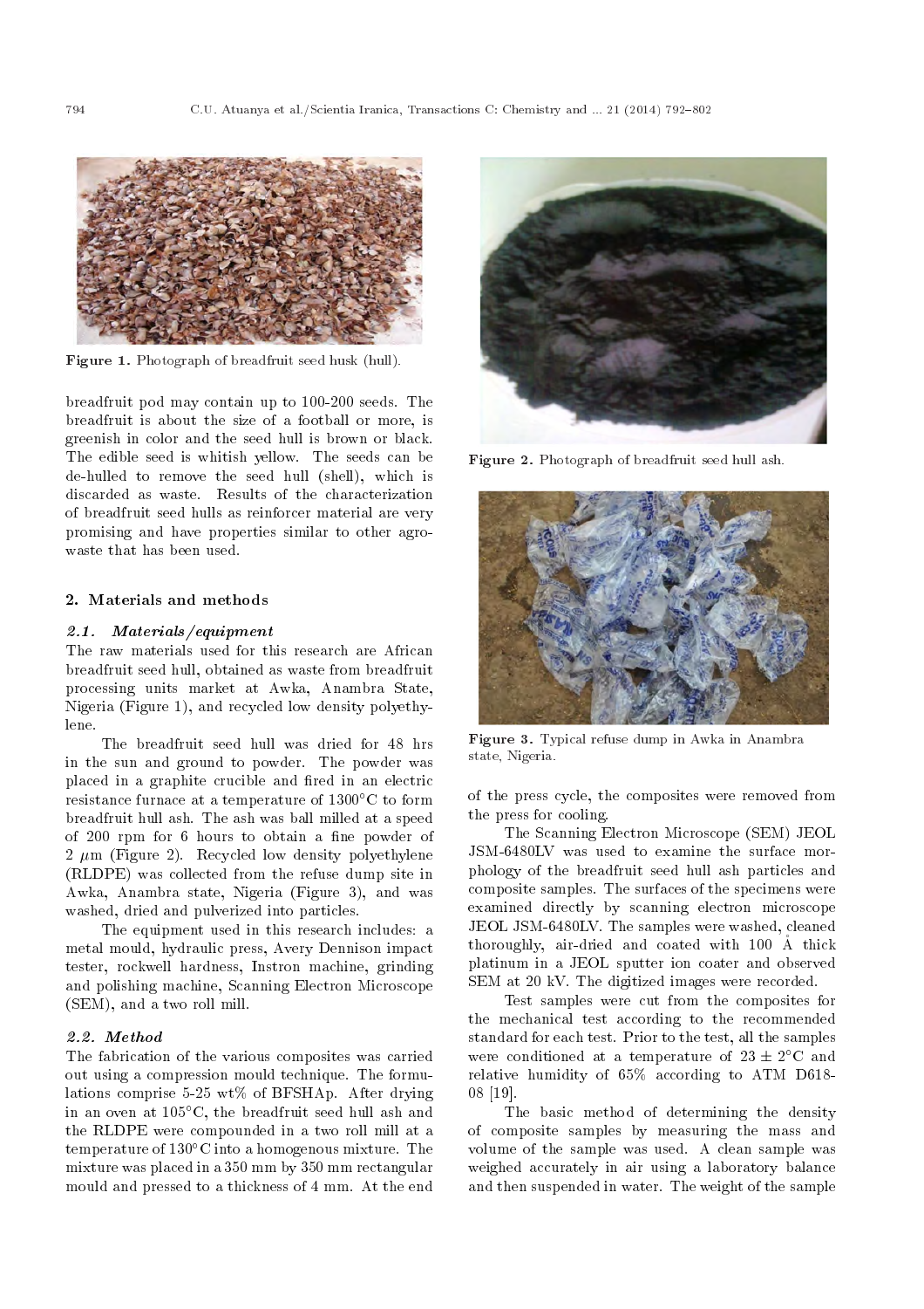Figure 1. Photograph of breadfruit seed husk (hull).

breadfruit pod may contain up to 100-200 seeds. The breadfruit is about the size of a football or more, is greenish in color and the seed hull is brown or black. The edible seed is whitish yellow. The seeds can be de-hulled to remove the seed hull (shell), which is discarded as waste. Results of the characterization of breadfruit seed hulls as reinforcer material are very promising and have properties similar to other agro-waste that has been used.

## 2. Materials and methods

### 2.1. Materials/equipment

The raw materials used for this research are African breadfruit seed hull, obtained as waste from breadfruit processing units market at Awka, Anambra State, Nigeria (Figure 1), and recycled low density polyethylene.

The breadfruit seed hull was dried for 48 hrs in the sun and ground to powder. The powder was placed in a graphite crucible and fired in an electric resistance furnace at a temperature of 1300°C to form breadfruit hull ash. The ash was ball milled at a speed of 200 rpm for 6 hours to obtain a fine powder of 2 $\mu$m (Figure 2). Recycled low density polyethylene (RLDPE) was collected from the refuse dump site in Awka, Anambra state, Nigeria (Figure 3), and was washed, dried and pulverized into particles.

The equipment used in this research includes: a metal mould, hydraulic press, Avery Dennison impact tester, rockwell hardness, Instron machine, grinding and polishing machine, Scanning Electron Microscope (SEM), and a two roll mill.

### 2.2. Method

The fabrication of the various composites was carried out using a compression mould technique. The formulations comprise 5-25 wt% of BFSHAp. After drying in an oven at 105°C, the breadfruit seed hull ash and the RLDPE were compounded in a two roll mill at a temperature of 130°C into a homogenous mixture. The mixture was placed in a 350 mm by 350 mm rectangular mould and pressed to a thickness of 4 mm. At the end of the press cycle, the composites were removed from the press for cooling.

Figure 2. Photograph of breadfruit seed hull ash.

Figure 3. Typical refuse dump in Awka in Anambra state, Nigeria.

The Scanning Electron Microscope (SEM) JEOL JSM-6480LV was used to examine the surface morphology of the breadfruit seed hull ash particles and composite samples. The surfaces of the specimens were examined directly by scanning electron microscope JEOL JSM-6480LV. The samples were washed, cleaned thoroughly, air-dried and coated with 100 Å thick platinum in a JEOL sputter ion coater and observed SEM at 20 kV. The digitized images were recorded.

Test samples were cut from the composites for the mechanical test according to the recommended standard for each test. Prior to the test, all the samples were conditioned at a temperature of $23 \pm 2$°C and relative humidity of 65% according to ATM D618-08 [19].

The basic method of determining the density of composite samples by measuring the mass and volume of the sample was used. A clean sample was weighed accurately in air using a laboratory balance and then suspended in water. The weight of the sample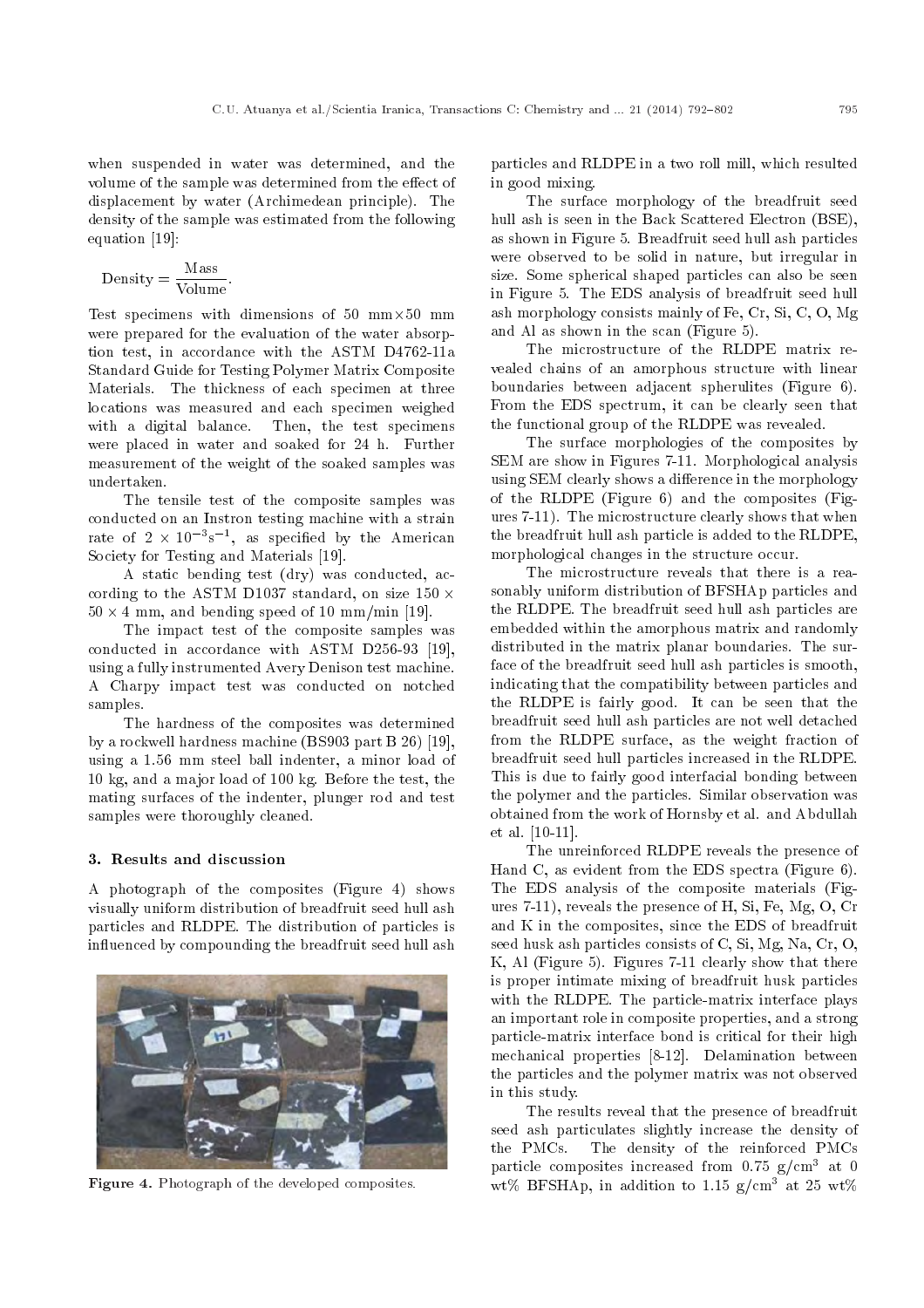when suspended in water was determined, and the volume of the sample was determined from the effect of displacement by water (Archimedean principle). The density of the sample was estimated from the following equation [19]:

$$\text{Density} = \frac{\text{Mass}}{\text{Volume}}.$$

Test specimens with dimensions of 50 mm×50 mm were prepared for the evaluation of the water absorption test, in accordance with the ASTM D4762-11a Standard Guide for Testing Polymer Matrix Composite Materials. The thickness of each specimen at three locations was measured and each specimen weighed with a digital balance. Then, the test specimens were placed in water and soaked for 24 h. Further measurement of the weight of the soaked samples was undertaken.

The tensile test of the composite samples was conducted on an Instron testing machine with a strain rate of $2 \times 10^{-3}\text{s}^{-1}$, as specified by the American Society for Testing and Materials [19].

A static bending test (dry) was conducted, according to the ASTM D1037 standard, on size 150 × 50 × 4 mm, and bending speed of 10 mm/min [19].

The impact test of the composite samples was conducted in accordance with ASTM D256-93 [19], using a fully instrumented Avery Denison test machine. A Charpy impact test was conducted on notched samples.

The hardness of the composites was determined by a rockwell hardness machine (BS903 part B 26) [19], using a 1.56 mm steel ball indenter, a minor load of 10 kg, and a major load of 100 kg. Before the test, the mating surfaces of the indenter, plunger rod and test samples were thoroughly cleaned.

## 3. Results and discussion

A photograph of the composites (Figure 4) shows visually uniform distribution of breadfruit seed hull ash particles and RLDPE. The distribution of particles is influenced by compounding the breadfruit seed hull ash particles and RLDPE in a two roll mill, which resulted in good mixing.

Figure 4. Photograph of the developed composites.

The surface morphology of the breadfruit seed hull ash is seen in the Back Scattered Electron (BSE), as shown in Figure 5. Breadfruit seed hull ash particles were observed to be solid in nature, but irregular in size. Some spherical shaped particles can also be seen in Figure 5. The EDS analysis of breadfruit seed hull ash morphology consists mainly of Fe, Cr, Si, C, O, Mg and Al as shown in the scan (Figure 5).

The microstructure of the RLDPE matrix revealed chains of an amorphous structure with linear boundaries between adjacent spherulites (Figure 6). From the EDS spectrum, it can be clearly seen that the functional group of the RLDPE was revealed.

The surface morphologies of the composites by SEM are show in Figures 7-11. Morphological analysis using SEM clearly shows a difference in the morphology of the RLDPE (Figure 6) and the composites (Figures 7-11). The microstructure clearly shows that when the breadfruit hull ash particle is added to the RLDPE, morphological changes in the structure occur.

The microstructure reveals that there is a reasonably uniform distribution of BFSHAp particles and the RLDPE. The breadfruit seed hull ash particles are embedded within the amorphous matrix and randomly distributed in the matrix planar boundaries. The surface of the breadfruit seed hull ash particles is smooth, indicating that the compatibility between particles and the RLDPE is fairly good. It can be seen that the breadfruit seed hull ash particles are not well detached from the RLDPE surface, as the weight fraction of breadfruit seed hull particles increased in the RLDPE. This is due to fairly good interfacial bonding between the polymer and the particles. Similar observation was obtained from the work of Hornsby et al. and Abdullah et al. [10-11].

The unreinforced RLDPE reveals the presence of Hand C, as evident from the EDS spectra (Figure 6). The EDS analysis of the composite materials (Figures 7-11), reveals the presence of H, Si, Fe, Mg, O, Cr and K in the composites, since the EDS of breadfruit seed husk ash particles consists of C, Si, Mg, Na, Cr, O, K, Al (Figure 5). Figures 7-11 clearly show that there is proper intimate mixing of breadfruit husk particles with the RLDPE. The particle-matrix interface plays an important role in composite properties, and a strong particle-matrix interface bond is critical for their high mechanical properties [8-12]. Delamination between the particles and the polymer matrix was not observed in this study.

The results reveal that the presence of breadfruit seed ash particulates slightly increase the density of the PMCs. The density of the reinforced PMCs particle composites increased from 0.75 g/cm$^3$ at 0 wt% BFSHAp, in addition to 1.15 g/cm$^3$ at 25 wt%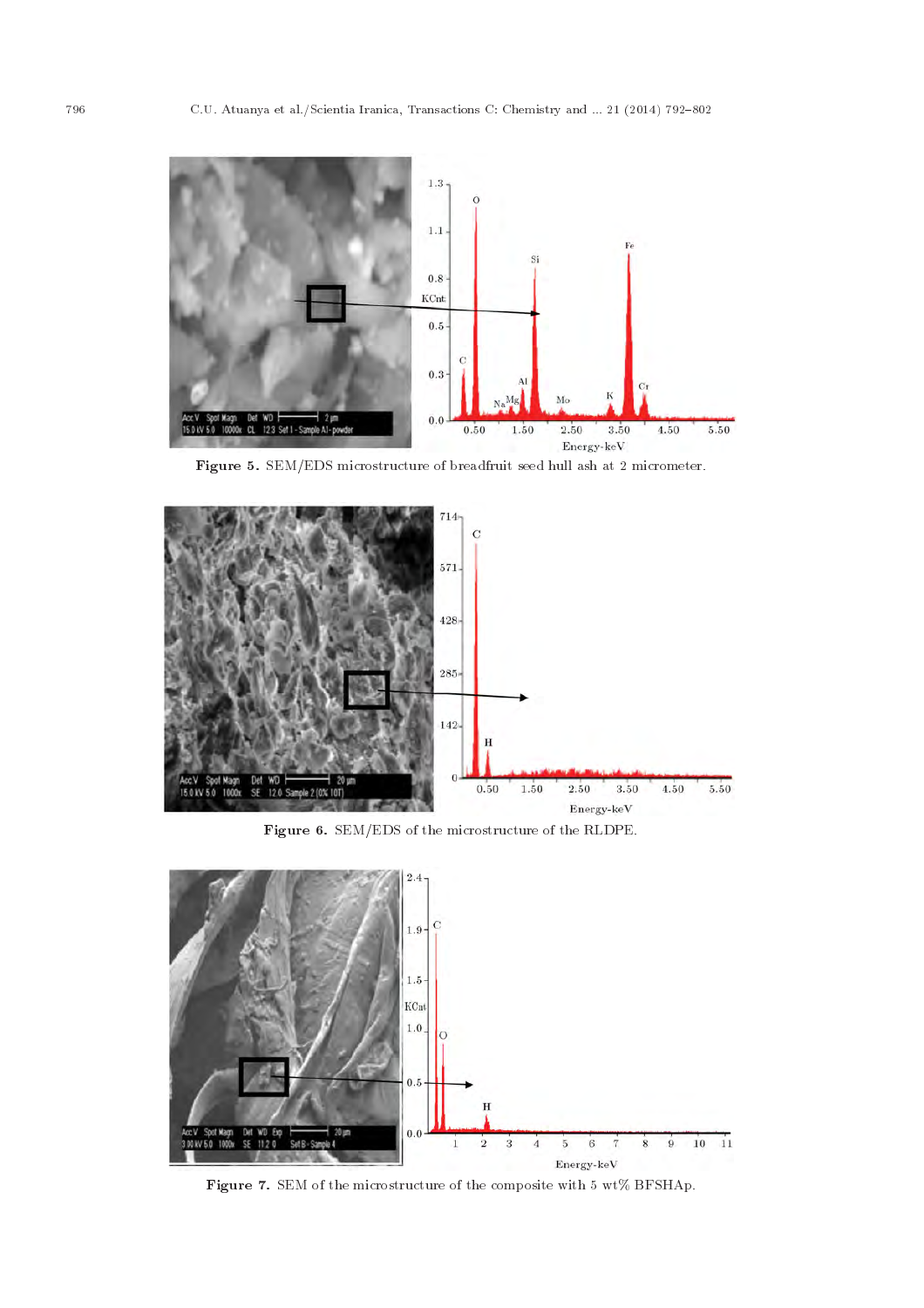Figure 5. SEM/EDS microstructure of breadfruit seed hull ash at 2 micrometer.

Figure 6. SEM/EDS of the microstructure of the RLDPE.

Figure 7. SEM of the microstructure of the composite with 5 wt% BFSHAp.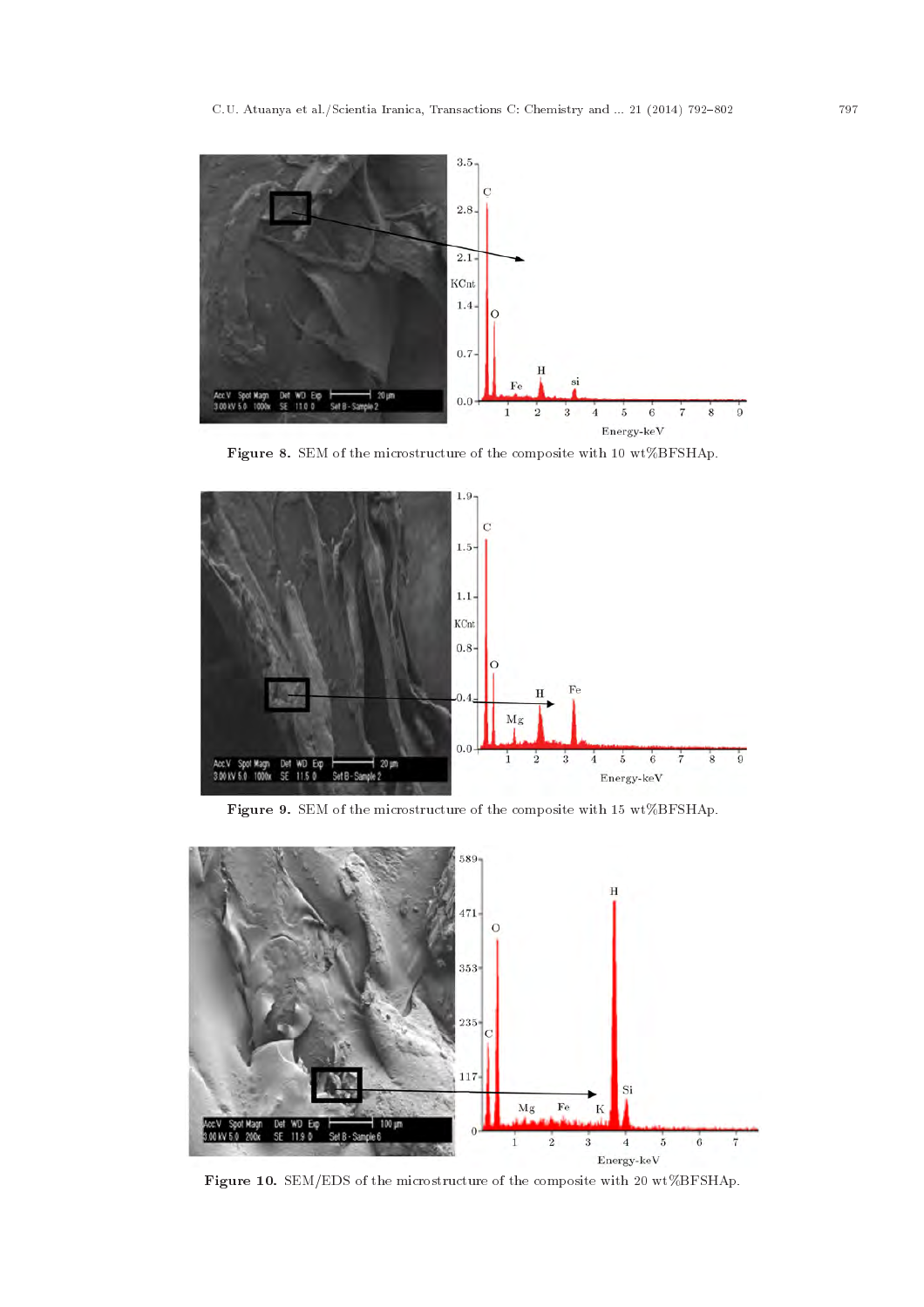**Figure 8.** SEM of the microstructure of the composite with 10 wt%BFSHAp.

**Figure 9.** SEM of the microstructure of the composite with 15 wt%BFSHAp.

**Figure 10.** SEM/EDS of the microstructure of the composite with 20 wt%BFSHAp.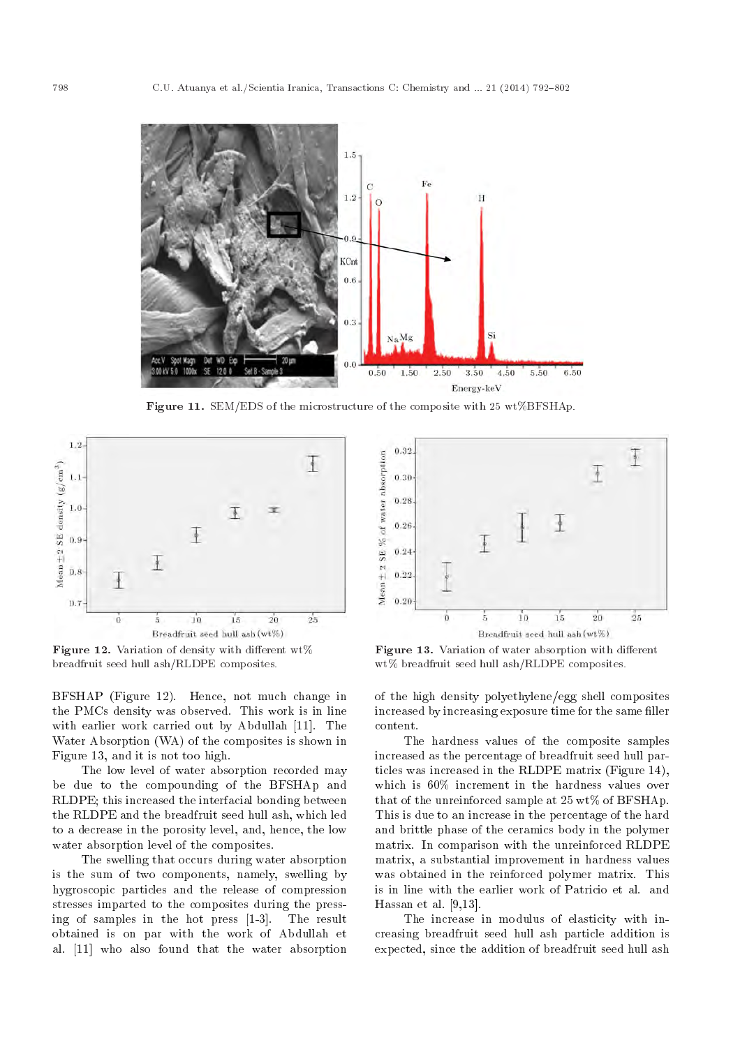Acc.V Spot Magn Det WD Exp 20 μm
3.00 kV 5.0 1000x SE 12.0 0 Set B - Sample 3

1.5
1.2
0.9
KCnt
0.6
0.3
0.0
C
O
Fe
H
Na
Mg
Si
0.50 1.50 2.50 3.50 4.50 5.50 6.50
Energy-keV

**Figure 11.** SEM/EDS of the microstructure of the composite with 25 wt%BFSHAp.

Mean ± 2 SE density (g/cm$^3$)
1.2
1.1
1.0
0.9
0.8
0.7
0 5 10 15 20 25
Breadfruit seed hull ash (wt%)

**Figure 12.** Variation of density with different wt% breadfruit seed hull ash/RLDPE composites.

Mean ± 2 SE % of water absorption
0.32
0.30
0.28
0.26
0.24
0.22
0.20
0 5 10 15 20 25
Breadfruit seed hull ash (wt%)

**Figure 13.** Variation of water absorption with different wt% breadfruit seed hull ash/RLDPE composites.

BFSHAP (Figure 12). Hence, not much change in the PMCs density was observed. This work is in line with earlier work carried out by Abdullah [11]. The Water Absorption (WA) of the composites is shown in Figure 13, and it is not too high.

The low level of water absorption recorded may be due to the compounding of the BFSHAp and RLDPE; this increased the interfacial bonding between the RLDPE and the breadfruit seed hull ash, which led to a decrease in the porosity level, and, hence, the low water absorption level of the composites.

The swelling that occurs during water absorption is the sum of two components, namely, swelling by hygroscopic particles and the release of compression stresses imparted to the composites during the pressing of samples in the hot press [1-3]. The result obtained is on par with the work of Abdullah et al. [11] who also found that the water absorption of the high density polyethylene/egg shell composites increased by increasing exposure time for the same filler content.

The hardness values of the composite samples increased as the percentage of breadfruit seed hull particles was increased in the RLDPE matrix (Figure 14), which is 60% increment in the hardness values over that of the unreinforced sample at 25 wt% of BFSHAp. This is due to an increase in the percentage of the hard and brittle phase of the ceramics body in the polymer matrix. In comparison with the unreinforced RLDPE matrix, a substantial improvement in hardness values was obtained in the reinforced polymer matrix. This is in line with the earlier work of Patricio et al. and Hassan et al. [9,13].

The increase in modulus of elasticity with increasing breadfruit seed hull ash particle addition is expected, since the addition of breadfruit seed hull ash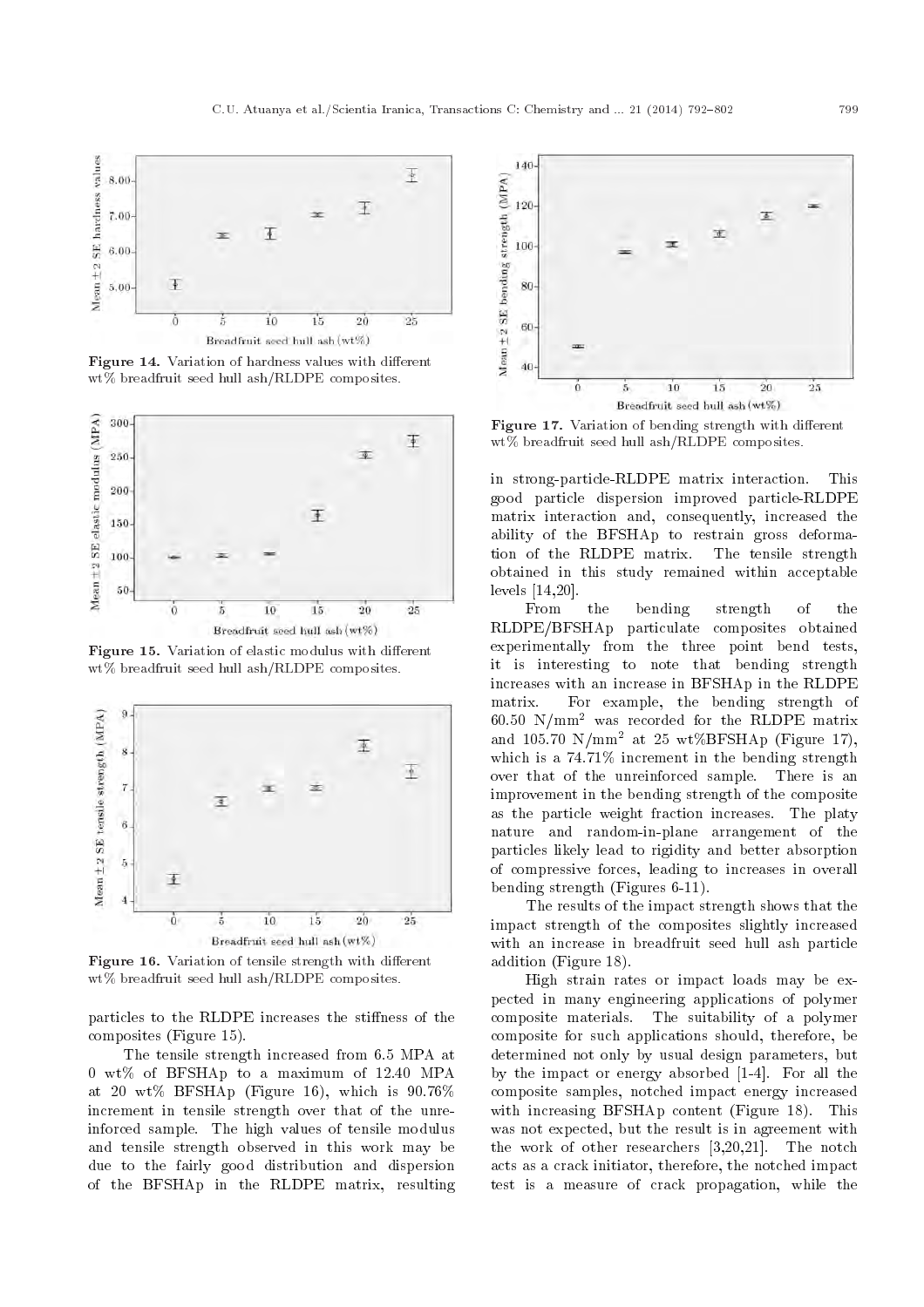Mean ± 2 SE hardness values

8.00

7.00

6.00

5.00

0 5 10 15 20 25

Breadfruit seed hull ash (wt%)

**Figure 14.** Variation of hardness values with different wt% breadfruit seed hull ash/RLDPE composites.

Mean ± 2 SE elastic modulus (MPA)

300

250

200

150

100

50

0 5 10 15 20 25

Breadfruit seed hull ash (wt%)

**Figure 15.** Variation of elastic modulus with different wt% breadfruit seed hull ash/RLDPE composites.

Mean ± 2 SE tensile strength (MPA)

9

8

7

6

5

4

0 5 10 15 20 25

Breadfruit seed hull ash (wt%)

**Figure 16.** Variation of tensile strength with different wt% breadfruit seed hull ash/RLDPE composites.

particles to the RLDPE increases the stiffness of the composites (Figure 15).

The tensile strength increased from 6.5 MPA at 0 wt% of BFSHAp to a maximum of 12.40 MPA at 20 wt% BFSHAp (Figure 16), which is 90.76% increment in tensile strength over that of the unreinforced sample. The high values of tensile modulus and tensile strength observed in this work may be due to the fairly good distribution and dispersion of the BFSHAp in the RLDPE matrix, resulting in strong-particle-RLDPE matrix interaction. This good particle dispersion improved particle-RLDPE matrix interaction and, consequently, increased the ability of the BFSHAp to restrain gross deformation of the RLDPE matrix. The tensile strength obtained in this study remained within acceptable levels [14,20].

Mean ± 2 SE bending strength (MPA)

140

120

100

80

60

40

0 5 10 15 20 25

Breadfruit seed hull ash (wt%)

**Figure 17.** Variation of bending strength with different wt% breadfruit seed hull ash/RLDPE composites.

From the bending strength of the RLDPE/BFSHAp particulate composites obtained experimentally from the three point bend tests, it is interesting to note that bending strength increases with an increase in BFSHAp in the RLDPE matrix. For example, the bending strength of 60.50 $N/mm^2$ was recorded for the RLDPE matrix and 105.70 $N/mm^2$ at 25 wt%BFSHAp (Figure 17), which is a 74.71% increment in the bending strength over that of the unreinforced sample. There is an improvement in the bending strength of the composite as the particle weight fraction increases. The platy nature and random-in-plane arrangement of the particles likely lead to rigidity and better absorption of compressive forces, leading to increases in overall bending strength (Figures 6-11).

The results of the impact strength shows that the impact strength of the composites slightly increased with an increase in breadfruit seed hull ash particle addition (Figure 18).

High strain rates or impact loads may be expected in many engineering applications of polymer composite materials. The suitability of a polymer composite for such applications should, therefore, be determined not only by usual design parameters, but by the impact or energy absorbed [1-4]. For all the composite samples, notched impact energy increased with increasing BFSHAp content (Figure 18). This was not expected, but the result is in agreement with the work of other researchers [3,20,21]. The notch acts as a crack initiator, therefore, the notched impact test is a measure of crack propagation, while the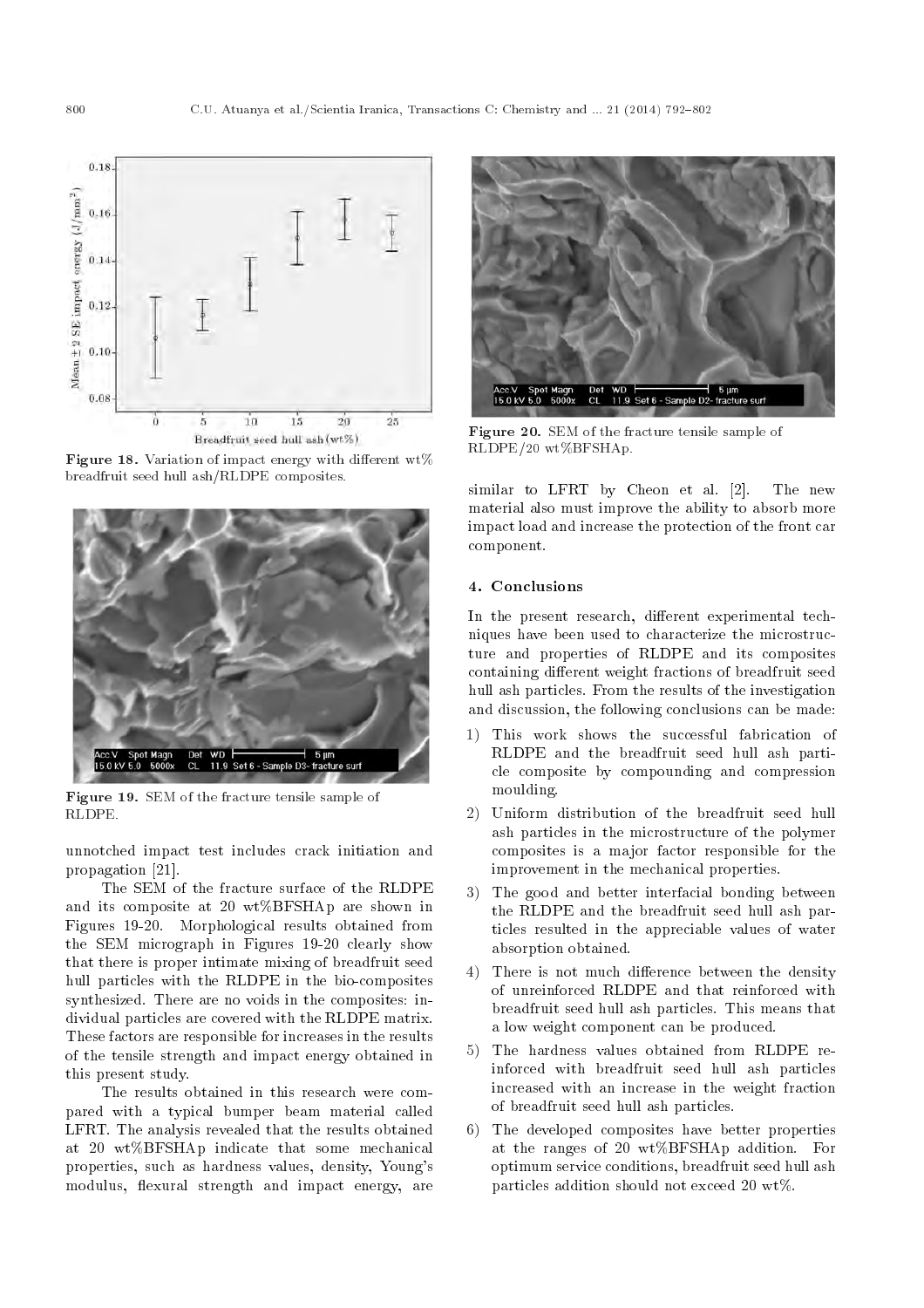0.18
0.16
0.14
0.12
0.10
0.08
Mean ± 2 SE impact energy (J/mm$^2$)
0
5
10
15
20
25
Breadfruit seed hull ash (wt%)

Figure 18. Variation of impact energy with different wt% breadfruit seed hull ash/RLDPE composites.

Acc.V Spot Magn Det WD 5 μm
15.0 kV 5.0 5000x CL 11.9 Set 6 - Sample D3- fracture surf

Figure 19. SEM of the fracture tensile sample of RLDPE.

unnotched impact test includes crack initiation and propagation [21].

The SEM of the fracture surface of the RLDPE and its composite at 20 wt%BFSHAp are shown in Figures 19-20. Morphological results obtained from the SEM micrograph in Figures 19-20 clearly show that there is proper intimate mixing of breadfruit seed hull particles with the RLDPE in the bio-composites synthesized. There are no voids in the composites: individual particles are covered with the RLDPE matrix. These factors are responsible for increases in the results of the tensile strength and impact energy obtained in this present study.

The results obtained in this research were compared with a typical bumper beam material called LFRT. The analysis revealed that the results obtained at 20 wt%BFSHAp indicate that some mechanical properties, such as hardness values, density, Young's modulus, flexural strength and impact energy, are

Acc.V Spot Magn Det WD 5 μm
15.0 kV 5.0 5000x CL 11.9 Set 6 - Sample D2- fracture surf

Figure 20. SEM of the fracture tensile sample of RLDPE/20 wt%BFSHAp.

similar to LFRT by Cheon et al. [2]. The new material also must improve the ability to absorb more impact load and increase the protection of the front car component.

## 4. Conclusions

In the present research, different experimental techniques have been used to characterize the microstructure and properties of RLDPE and its composites containing different weight fractions of breadfruit seed hull ash particles. From the results of the investigation and discussion, the following conclusions can be made:

1) This work shows the successful fabrication of RLDPE and the breadfruit seed hull ash particle composite by compounding and compression moulding.
2) Uniform distribution of the breadfruit seed hull ash particles in the microstructure of the polymer composites is a major factor responsible for the improvement in the mechanical properties.
3) The good and better interfacial bonding between the RLDPE and the breadfruit seed hull ash particles resulted in the appreciable values of water absorption obtained.
4) There is not much difference between the density of unreinforced RLDPE and that reinforced with breadfruit seed hull ash particles. This means that a low weight component can be produced.
5) The hardness values obtained from RLDPE reinforced with breadfruit seed hull ash particles increased with an increase in the weight fraction of breadfruit seed hull ash particles.
6) The developed composites have better properties at the ranges of 20 wt%BFSHAp addition. For optimum service conditions, breadfruit seed hull ash particles addition should not exceed 20 wt%.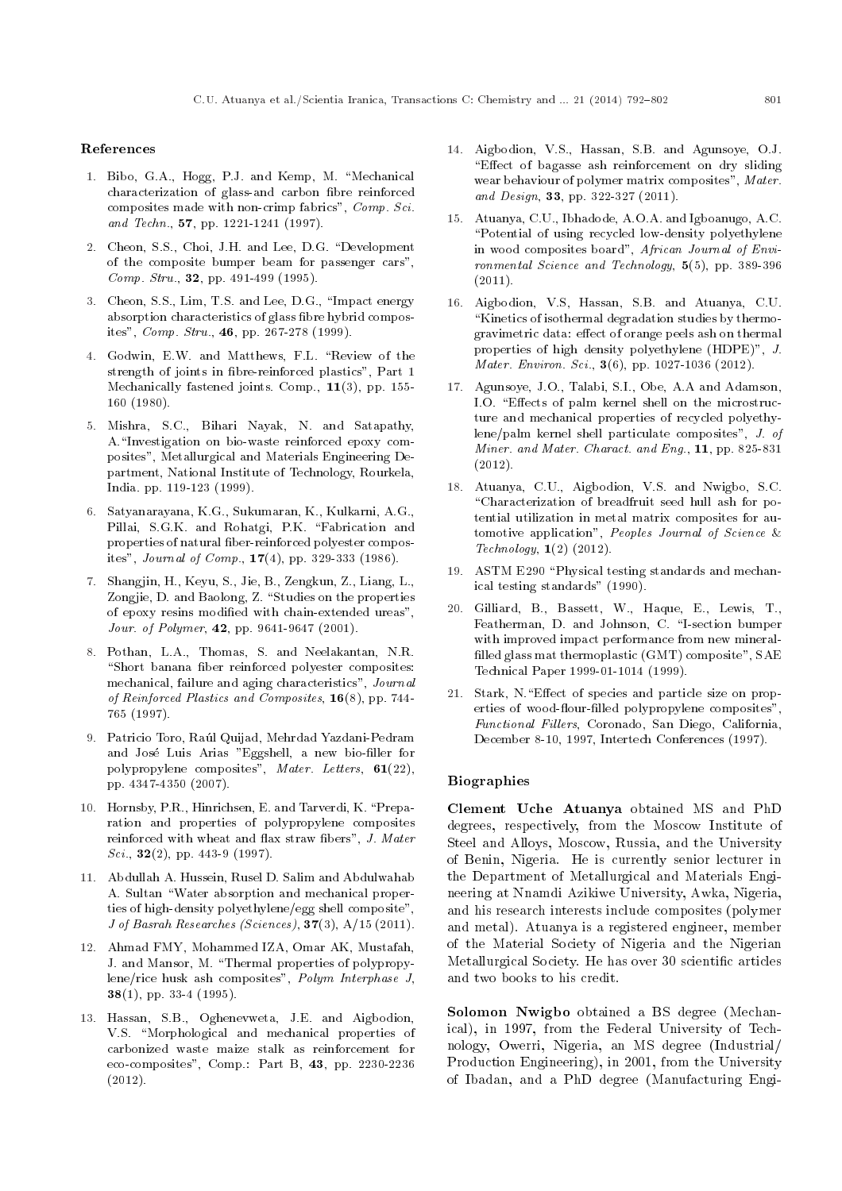## References

1. Bibo, G.A., Hogg, P.J. and Kemp, M. "Mechanical characterization of glass-and carbon fibre reinforced composites made with non-crimp fabrics", *Comp. Sci. and Techn.*, **57**, pp. 1221-1241 (1997).

2. Cheon, S.S., Choi, J.H. and Lee, D.G. "Development of the composite bumper beam for passenger cars", *Comp. Stru.*, **32**, pp. 491-499 (1995).

3. Cheon, S.S., Lim, T.S. and Lee, D.G., "Impact energy absorption characteristics of glass fibre hybrid composites", *Comp. Stru.*, **46**, pp. 267-278 (1999).

4. Godwin, E.W. and Matthews, F.L. "Review of the strength of joints in fibre-reinforced plastics", Part 1 Mechanically fastened joints. Comp., **11**(3), pp. 155-160 (1980).

5. Mishra, S.C., Bihari Nayak, N. and Satapathy, A."Investigation on bio-waste reinforced epoxy composites", Metallurgical and Materials Engineering Department, National Institute of Technology, Rourkela, India. pp. 119-123 (1999).

6. Satyanarayana, K.G., Sukumaran, K., Kulkarni, A.G., Pillai, S.G.K. and Rohatgi, P.K. "Fabrication and properties of natural fiber-reinforced polyester composites", *Journal of Comp.*, **17**(4), pp. 329-333 (1986).

7. Shangjin, H., Keyu, S., Jie, B., Zengkun, Z., Liang, L., Zongjie, D. and Baolong, Z. "Studies on the properties of epoxy resins modified with chain-extended ureas", *Jour. of Polymer*, **42**, pp. 9641-9647 (2001).

8. Pothan, L.A., Thomas, S. and Neelakantan, N.R. "Short banana fiber reinforced polyester composites: mechanical, failure and aging characteristics", *Journal of Reinforced Plastics and Composites*, **16**(8), pp. 744-765 (1997).

9. Patricio Toro, Raúl Quijad, Mehrdad Yazdani-Pedram and José Luis Arias "Eggshell, a new bio-filler for polypropylene composites", *Mater. Letters*, **61**(22), pp. 4347-4350 (2007).

10. Hornsby, P.R., Hinrichsen, E. and Tarverdi, K. "Preparation and properties of polypropylene composites reinforced with wheat and flax straw fibers", *J. Mater Sci.*, **32**(2), pp. 443-9 (1997).

11. Abdullah A. Hussein, Rusel D. Salim and Abdulwahab A. Sultan "Water absorption and mechanical properties of high-density polyethylene/egg shell composite", *J of Basrah Researches (Sciences)*, **37**(3), A/15 (2011).

12. Ahmad FMY, Mohammed IZA, Omar AK, Mustafah, J. and Mansor, M. "Thermal properties of polypropylene/rice husk ash composites", *Polym Interphase J*, **38**(1), pp. 33-4 (1995).

13. Hassan, S.B., Oghenevweta, J.E. and Aigbodion, V.S. "Morphological and mechanical properties of carbonized waste maize stalk as reinforcement for eco-composites", Comp.: Part B, **43**, pp. 2230-2236 (2012).

14. Aigbodion, V.S., Hassan, S.B. and Agunsoye, O.J. "Effect of bagasse ash reinforcement on dry sliding wear behaviour of polymer matrix composites", *Mater. and Design*, **33**, pp. 322-327 (2011).

15. Atuanya, C.U., Ibhadode, A.O.A. and Igboanugo, A.C. "Potential of using recycled low-density polyethylene in wood composites board", *African Journal of Environmental Science and Technology*, **5**(5), pp. 389-396 (2011).

16. Aigbodion, V.S, Hassan, S.B. and Atuanya, C.U. "Kinetics of isothermal degradation studies by thermogravimetric data: effect of orange peels ash on thermal properties of high density polyethylene (HDPE)", *J. Mater. Environ. Sci.*, **3**(6), pp. 1027-1036 (2012).

17. Agunsoye, J.O., Talabi, S.I., Obe, A.A and Adamson, I.O. "Effects of palm kernel shell on the microstructure and mechanical properties of recycled polyethylene/palm kernel shell particulate composites", *J. of Miner. and Mater. Charact. and Eng.*, **11**, pp. 825-831 (2012).

18. Atuanya, C.U., Aigbodion, V.S. and Nwigbo, S.C. "Characterization of breadfruit seed hull ash for potential utilization in metal matrix composites for automotive application", *Peoples Journal of Science & Technology*, **1**(2) (2012).

19. ASTM E290 "Physical testing standards and mechanical testing standards" (1990).

20. Gilliard, B., Bassett, W., Haque, E., Lewis, T., Featherman, D. and Johnson, C. "I-section bumper with improved impact performance from new mineral-filled glass mat thermoplastic (GMT) composite", SAE Technical Paper 1999-01-1014 (1999).

21. Stark, N."Effect of species and particle size on properties of wood-flour-filled polypropylene composites", *Functional Fillers*, Coronado, San Diego, California, December 8-10, 1997, Intertech Conferences (1997).

## Biographies

**Clement Uche Atuanya** obtained MS and PhD degrees, respectively, from the Moscow Institute of Steel and Alloys, Moscow, Russia, and the University of Benin, Nigeria. He is currently senior lecturer in the Department of Metallurgical and Materials Engineering at Nnamdi Azikiwe University, Awka, Nigeria, and his research interests include composites (polymer and metal). Atuanya is a registered engineer, member of the Material Society of Nigeria and the Nigerian Metallurgical Society. He has over 30 scientific articles and two books to his credit.

**Solomon Nwigbo** obtained a BS degree (Mechanical), in 1997, from the Federal University of Technology, Owerri, Nigeria, an MS degree (Industrial/Production Engineering), in 2001, from the University of Ibadan, and a PhD degree (Manufacturing Engi-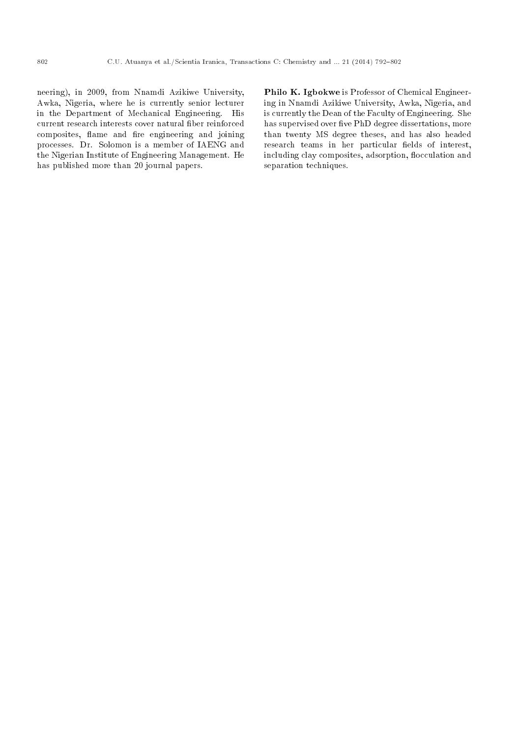neering), in 2009, from Nnamdi Azikiwe University, Awka, Nigeria, where he is currently senior lecturer in the Department of Mechanical Engineering. His current research interests cover natural fiber reinforced composites, flame and fire engineering and joining processes. Dr. Solomon is a member of IAENG and the Nigerian Institute of Engineering Management. He has published more than 20 journal papers.

**Philo K. Igbokwe** is Professor of Chemical Engineering in Nnamdi Azikiwe University, Awka, Nigeria, and is currently the Dean of the Faculty of Engineering. She has supervised over five PhD degree dissertations, more than twenty MS degree theses, and has also headed research teams in her particular fields of interest, including clay composites, adsorption, flocculation and separation techniques.